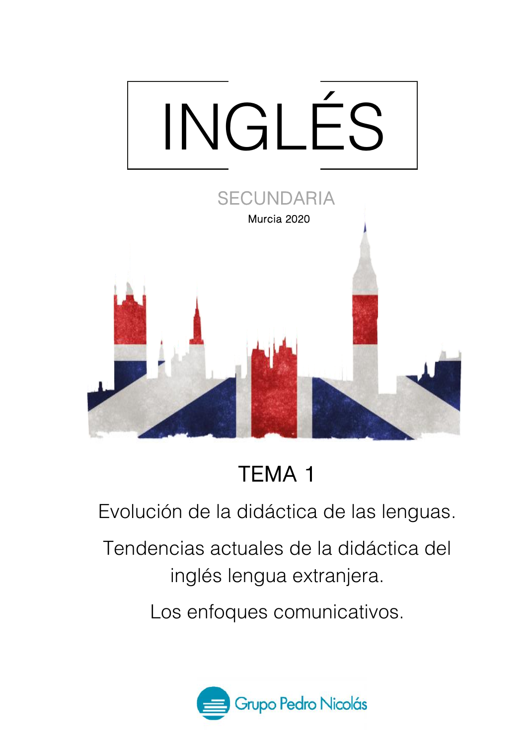# INGLÉS

SECUNDARIA

Murcia 2020

## TEMA 1

Evolución de la didáctica de las lenguas.

Tendencias actuales de la didáctica del inglés lengua extranjera.

Los enfoques comunicativos.

Grupo Pedro Nicolás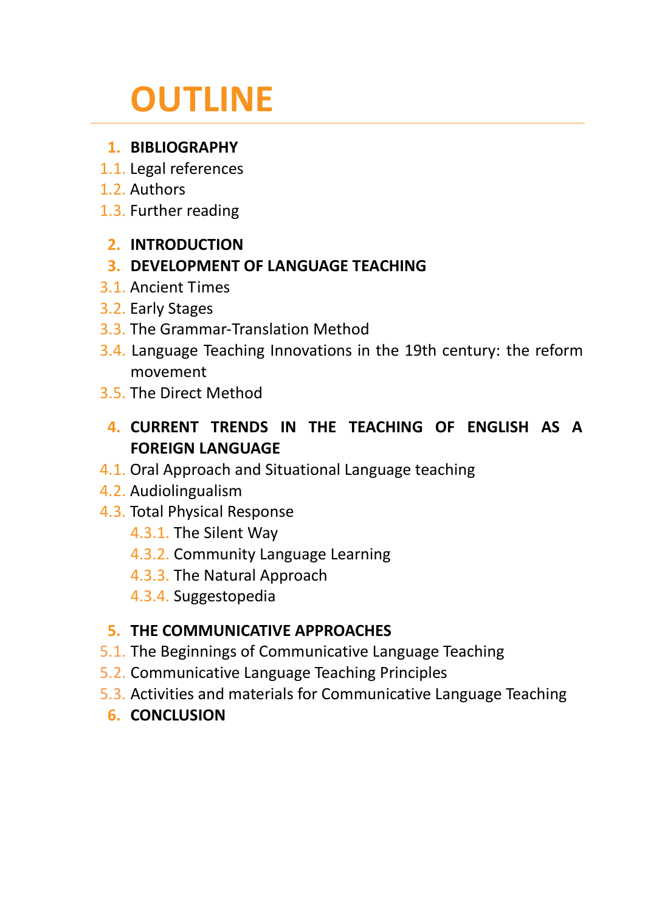# OUTLINE

1. **BIBLIOGRAPHY**
   1.1. Legal references
   1.2. Authors
   1.3. Further reading
2. **INTRODUCTION**
3. **DEVELOPMENT OF LANGUAGE TEACHING**
   3.1. Ancient Times
   3.2. Early Stages
   3.3. The Grammar-Translation Method
   3.4. Language Teaching Innovations in the 19th century: the reform movement
   3.5. The Direct Method
4. **CURRENT TRENDS IN THE TEACHING OF ENGLISH AS A FOREIGN LANGUAGE**
   4.1. Oral Approach and Situational Language teaching
   4.2. Audiolingualism
   4.3. Total Physical Response
      4.3.1. The Silent Way
      4.3.2. Community Language Learning
      4.3.3. The Natural Approach
      4.3.4. Suggestopedia
5. **THE COMMUNICATIVE APPROACHES**
   5.1. The Beginnings of Communicative Language Teaching
   5.2. Communicative Language Teaching Principles
   5.3. Activities and materials for Communicative Language Teaching
6. **CONCLUSION**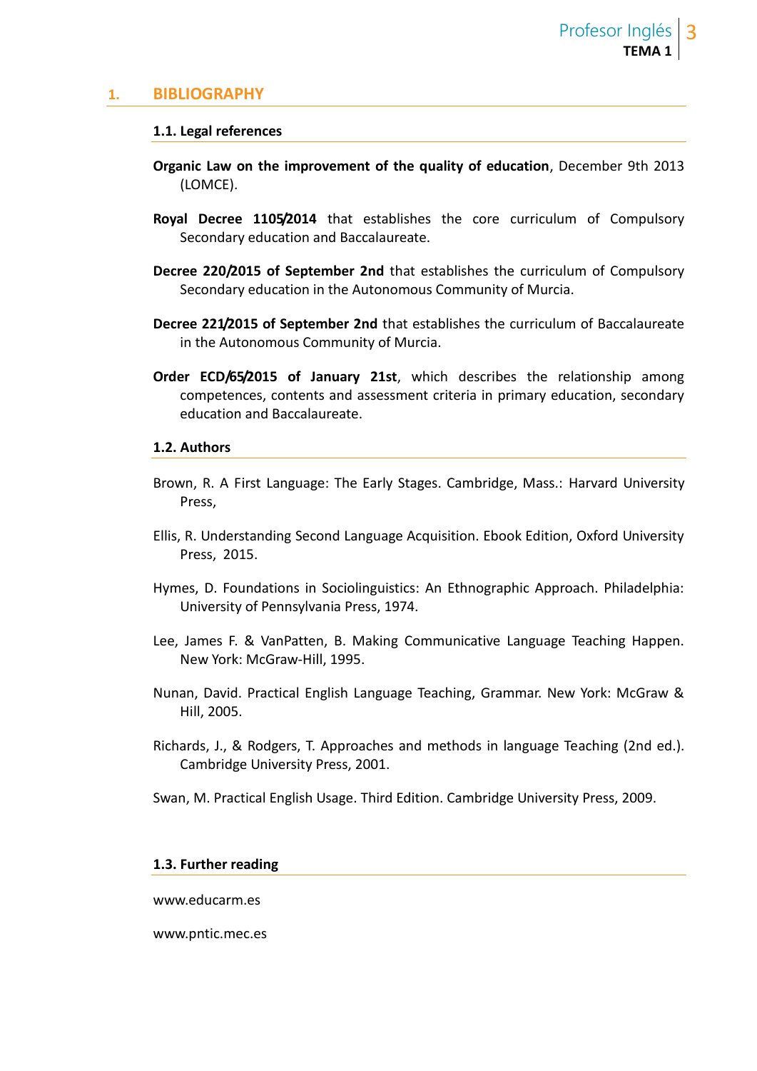## 1. BIBLIOGRAPHY

### 1.1. Legal references

**Organic Law on the improvement of the quality of education**, December 9th 2013 (LOMCE).

**Royal Decree 1105/2014** that establishes the core curriculum of Compulsory Secondary education and Baccalaureate.

**Decree 220/2015 of September 2nd** that establishes the curriculum of Compulsory Secondary education in the Autonomous Community of Murcia.

**Decree 221/2015 of September 2nd** that establishes the curriculum of Baccalaureate in the Autonomous Community of Murcia.

**Order ECD/65/2015 of January 21st**, which describes the relationship among competences, contents and assessment criteria in primary education, secondary education and Baccalaureate.

### 1.2. Authors

Brown, R. A First Language: The Early Stages. Cambridge, Mass.: Harvard University Press,

Ellis, R. Understanding Second Language Acquisition. Ebook Edition, Oxford University Press, 2015.

Hymes, D. Foundations in Sociolinguistics: An Ethnographic Approach. Philadelphia: University of Pennsylvania Press, 1974.

Lee, James F. & VanPatten, B. Making Communicative Language Teaching Happen. New York: McGraw-Hill, 1995.

Nunan, David. Practical English Language Teaching, Grammar. New York: McGraw & Hill, 2005.

Richards, J., & Rodgers, T. Approaches and methods in language Teaching (2nd ed.). Cambridge University Press, 2001.

Swan, M. Practical English Usage. Third Edition. Cambridge University Press, 2009.

### 1.3. Further reading

www.educarm.es

www.pntic.mec.es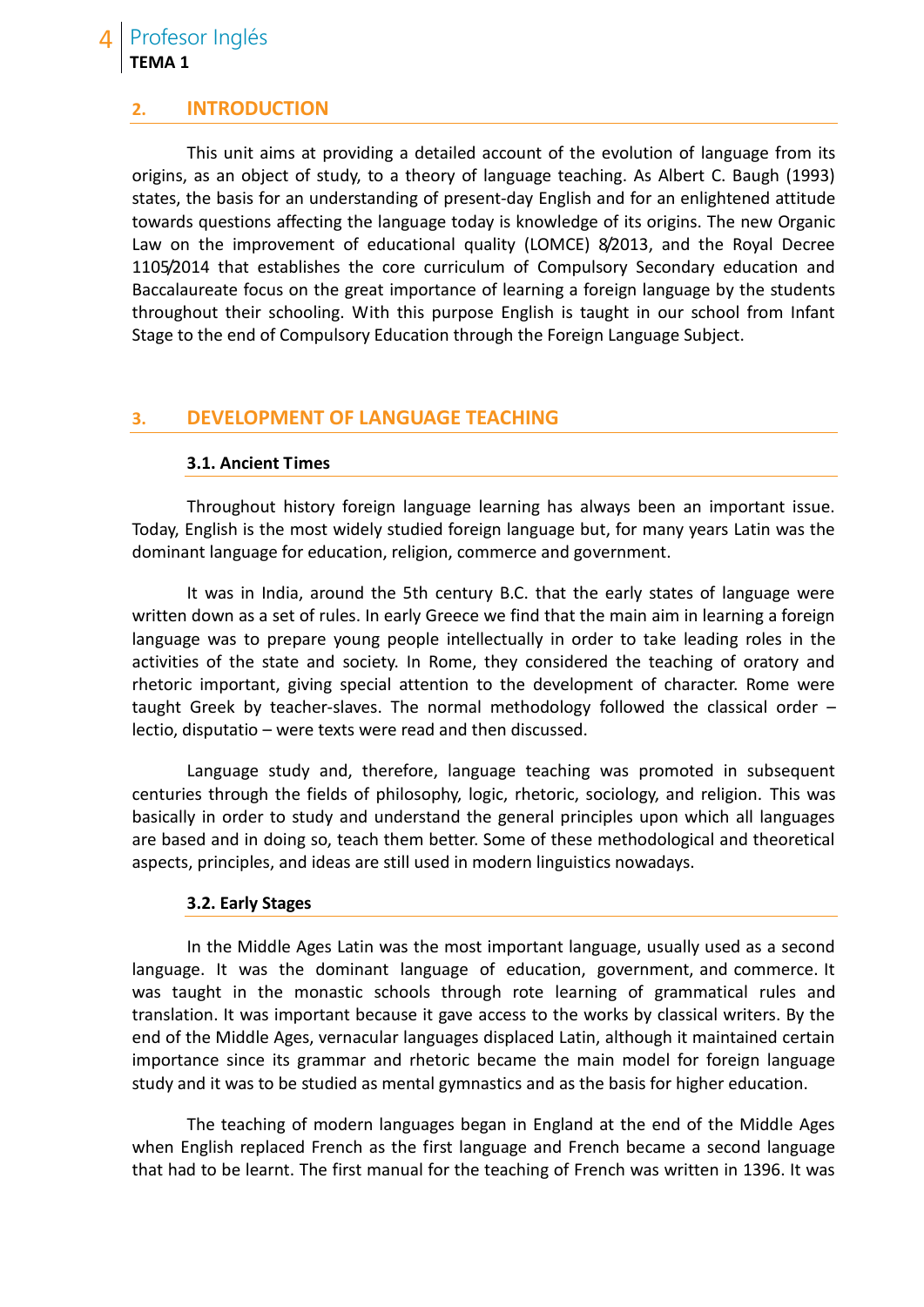## 2. INTRODUCTION

This unit aims at providing a detailed account of the evolution of language from its origins, as an object of study, to a theory of language teaching. As Albert C. Baugh (1993) states, the basis for an understanding of present-day English and for an enlightened attitude towards questions affecting the language today is knowledge of its origins. The new Organic Law on the improvement of educational quality (LOMCE) 8/2013, and the Royal Decree 1105/2014 that establishes the core curriculum of Compulsory Secondary education and Baccalaureate focus on the great importance of learning a foreign language by the students throughout their schooling. With this purpose English is taught in our school from Infant Stage to the end of Compulsory Education through the Foreign Language Subject.

## 3. DEVELOPMENT OF LANGUAGE TEACHING

### 3.1. Ancient Times

Throughout history foreign language learning has always been an important issue. Today, English is the most widely studied foreign language but, for many years Latin was the dominant language for education, religion, commerce and government.

It was in India, around the 5th century B.C. that the early states of language were written down as a set of rules. In early Greece we find that the main aim in learning a foreign language was to prepare young people intellectually in order to take leading roles in the activities of the state and society. In Rome, they considered the teaching of oratory and rhetoric important, giving special attention to the development of character. Rome were taught Greek by teacher-slaves. The normal methodology followed the classical order – lectio, disputatio – were texts were read and then discussed.

Language study and, therefore, language teaching was promoted in subsequent centuries through the fields of philosophy, logic, rhetoric, sociology, and religion. This was basically in order to study and understand the general principles upon which all languages are based and in doing so, teach them better. Some of these methodological and theoretical aspects, principles, and ideas are still used in modern linguistics nowadays.

### 3.2. Early Stages

In the Middle Ages Latin was the most important language, usually used as a second language. It was the dominant language of education, government, and commerce. It was taught in the monastic schools through rote learning of grammatical rules and translation. It was important because it gave access to the works by classical writers. By the end of the Middle Ages, vernacular languages displaced Latin, although it maintained certain importance since its grammar and rhetoric became the main model for foreign language study and it was to be studied as mental gymnastics and as the basis for higher education.

The teaching of modern languages began in England at the end of the Middle Ages when English replaced French as the first language and French became a second language that had to be learnt. The first manual for the teaching of French was written in 1396. It was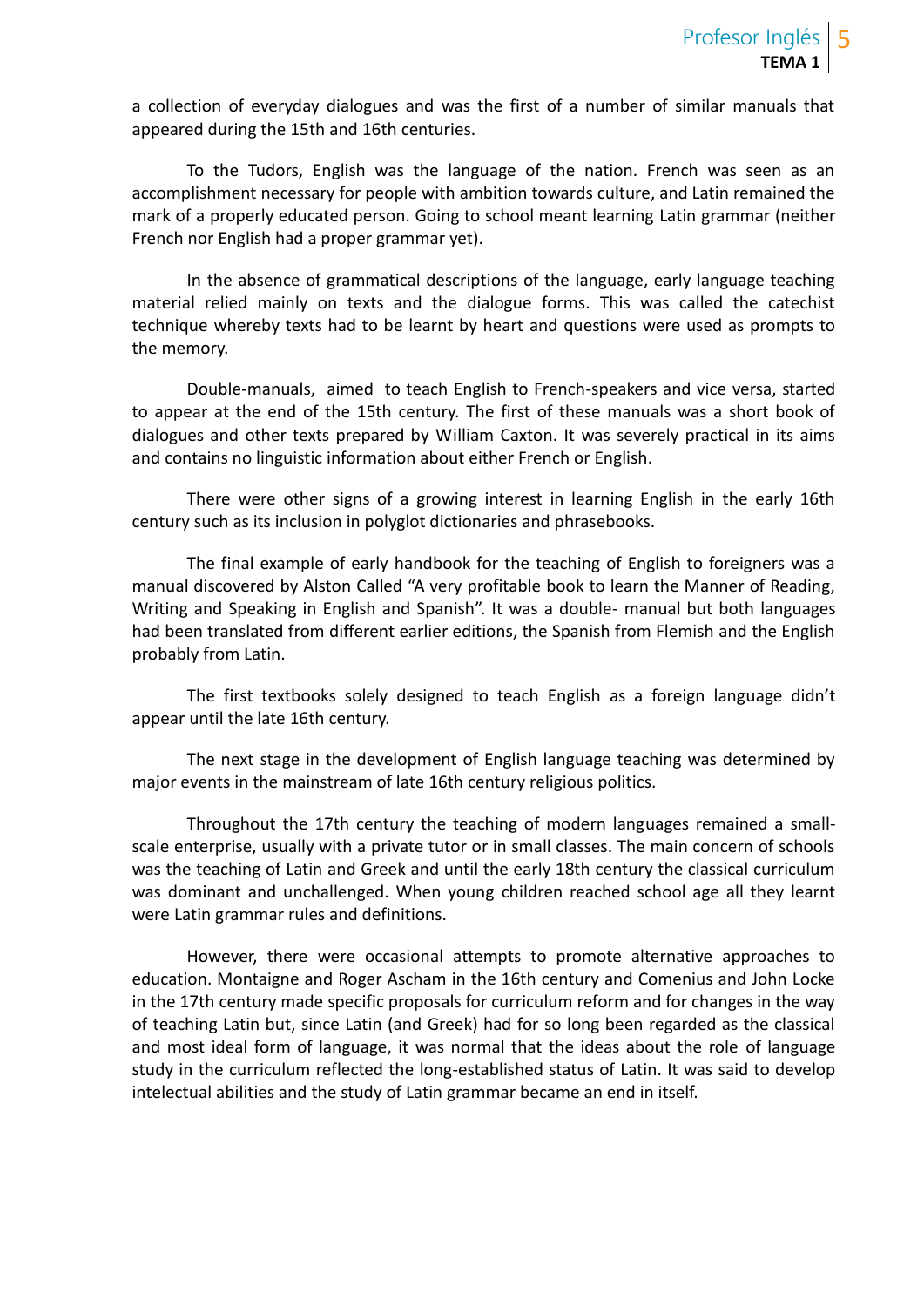a collection of everyday dialogues and was the first of a number of similar manuals that appeared during the 15th and 16th centuries.

To the Tudors, English was the language of the nation. French was seen as an accomplishment necessary for people with ambition towards culture, and Latin remained the mark of a properly educated person. Going to school meant learning Latin grammar (neither French nor English had a proper grammar yet).

In the absence of grammatical descriptions of the language, early language teaching material relied mainly on texts and the dialogue forms. This was called the catechist technique whereby texts had to be learnt by heart and questions were used as prompts to the memory.

Double-manuals, aimed to teach English to French-speakers and vice versa, started to appear at the end of the 15th century. The first of these manuals was a short book of dialogues and other texts prepared by William Caxton. It was severely practical in its aims and contains no linguistic information about either French or English.

There were other signs of a growing interest in learning English in the early 16th century such as its inclusion in polyglot dictionaries and phrasebooks.

The final example of early handbook for the teaching of English to foreigners was a manual discovered by Alston Called "A very profitable book to learn the Manner of Reading, Writing and Speaking in English and Spanish". It was a double- manual but both languages had been translated from different earlier editions, the Spanish from Flemish and the English probably from Latin.

The first textbooks solely designed to teach English as a foreign language didn't appear until the late 16th century.

The next stage in the development of English language teaching was determined by major events in the mainstream of late 16th century religious politics.

Throughout the 17th century the teaching of modern languages remained a small-scale enterprise, usually with a private tutor or in small classes. The main concern of schools was the teaching of Latin and Greek and until the early 18th century the classical curriculum was dominant and unchallenged. When young children reached school age all they learnt were Latin grammar rules and definitions.

However, there were occasional attempts to promote alternative approaches to education. Montaigne and Roger Ascham in the 16th century and Comenius and John Locke in the 17th century made specific proposals for curriculum reform and for changes in the way of teaching Latin but, since Latin (and Greek) had for so long been regarded as the classical and most ideal form of language, it was normal that the ideas about the role of language study in the curriculum reflected the long-established status of Latin. It was said to develop intelectual abilities and the study of Latin grammar became an end in itself.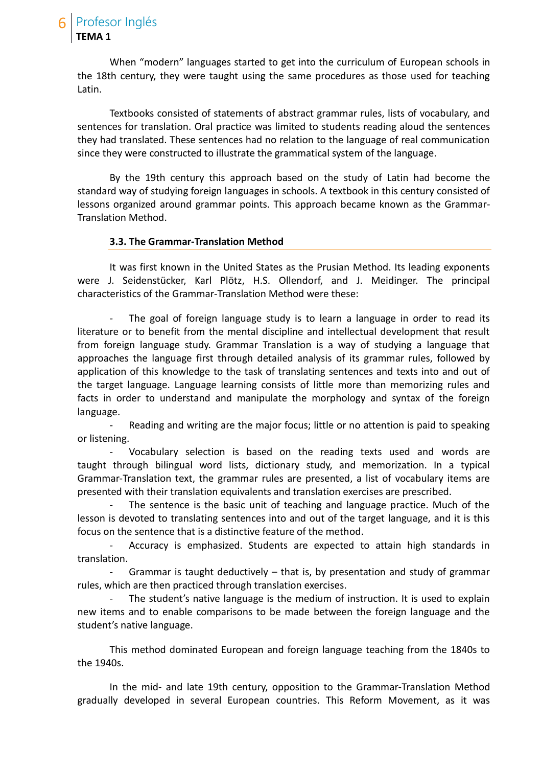When “modern” languages started to get into the curriculum of European schools in the 18th century, they were taught using the same procedures as those used for teaching Latin.

Textbooks consisted of statements of abstract grammar rules, lists of vocabulary, and sentences for translation. Oral practice was limited to students reading aloud the sentences they had translated. These sentences had no relation to the language of real communication since they were constructed to illustrate the grammatical system of the language.

By the 19th century this approach based on the study of Latin had become the standard way of studying foreign languages in schools. A textbook in this century consisted of lessons organized around grammar points. This approach became known as the Grammar-Translation Method.

### 3.3. The Grammar-Translation Method

It was first known in the United States as the Prusian Method. Its leading exponents were J. Seidenstücker, Karl Plötz, H.S. Ollendorf, and J. Meidinger. The principal characteristics of the Grammar-Translation Method were these:

- The goal of foreign language study is to learn a language in order to read its literature or to benefit from the mental discipline and intellectual development that result from foreign language study. Grammar Translation is a way of studying a language that approaches the language first through detailed analysis of its grammar rules, followed by application of this knowledge to the task of translating sentences and texts into and out of the target language. Language learning consists of little more than memorizing rules and facts in order to understand and manipulate the morphology and syntax of the foreign language.
- Reading and writing are the major focus; little or no attention is paid to speaking or listening.
- Vocabulary selection is based on the reading texts used and words are taught through bilingual word lists, dictionary study, and memorization. In a typical Grammar-Translation text, the grammar rules are presented, a list of vocabulary items are presented with their translation equivalents and translation exercises are prescribed.
- The sentence is the basic unit of teaching and language practice. Much of the lesson is devoted to translating sentences into and out of the target language, and it is this focus on the sentence that is a distinctive feature of the method.
- Accuracy is emphasized. Students are expected to attain high standards in translation.
- Grammar is taught deductively – that is, by presentation and study of grammar rules, which are then practiced through translation exercises.
- The student’s native language is the medium of instruction. It is used to explain new items and to enable comparisons to be made between the foreign language and the student’s native language.

This method dominated European and foreign language teaching from the 1840s to the 1940s.

In the mid- and late 19th century, opposition to the Grammar-Translation Method gradually developed in several European countries. This Reform Movement, as it was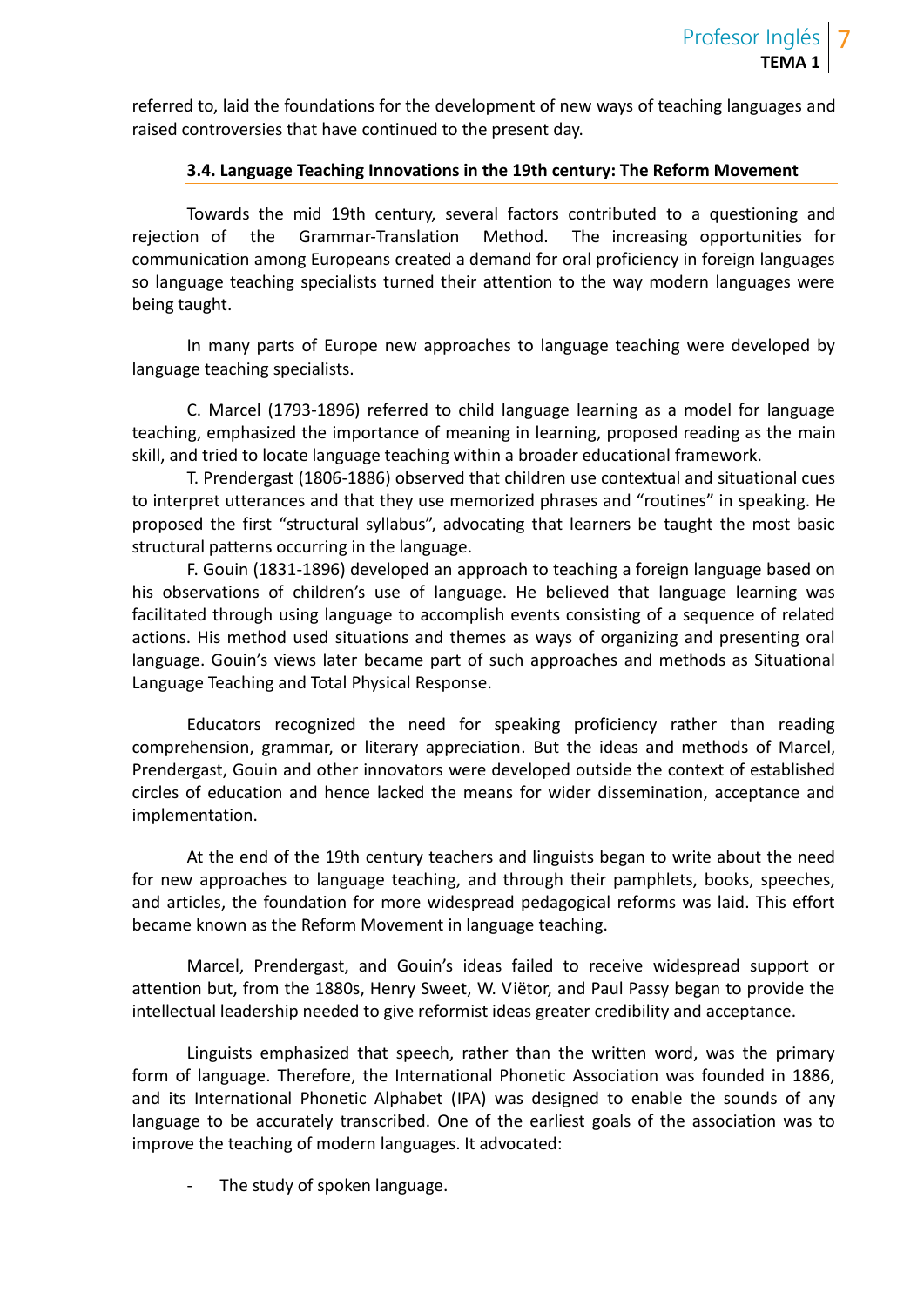referred to, laid the foundations for the development of new ways of teaching languages and raised controversies that have continued to the present day.

### 3.4. Language Teaching Innovations in the 19th century: The Reform Movement

Towards the mid 19th century, several factors contributed to a questioning and rejection of the Grammar-Translation Method. The increasing opportunities for communication among Europeans created a demand for oral proficiency in foreign languages so language teaching specialists turned their attention to the way modern languages were being taught.

In many parts of Europe new approaches to language teaching were developed by language teaching specialists.

C. Marcel (1793-1896) referred to child language learning as a model for language teaching, emphasized the importance of meaning in learning, proposed reading as the main skill, and tried to locate language teaching within a broader educational framework.

T. Prendergast (1806-1886) observed that children use contextual and situational cues to interpret utterances and that they use memorized phrases and "routines" in speaking. He proposed the first "structural syllabus", advocating that learners be taught the most basic structural patterns occurring in the language.

F. Gouin (1831-1896) developed an approach to teaching a foreign language based on his observations of children's use of language. He believed that language learning was facilitated through using language to accomplish events consisting of a sequence of related actions. His method used situations and themes as ways of organizing and presenting oral language. Gouin's views later became part of such approaches and methods as Situational Language Teaching and Total Physical Response.

Educators recognized the need for speaking proficiency rather than reading comprehension, grammar, or literary appreciation. But the ideas and methods of Marcel, Prendergast, Gouin and other innovators were developed outside the context of established circles of education and hence lacked the means for wider dissemination, acceptance and implementation.

At the end of the 19th century teachers and linguists began to write about the need for new approaches to language teaching, and through their pamphlets, books, speeches, and articles, the foundation for more widespread pedagogical reforms was laid. This effort became known as the Reform Movement in language teaching.

Marcel, Prendergast, and Gouin's ideas failed to receive widespread support or attention but, from the 1880s, Henry Sweet, W. Viëtor, and Paul Passy began to provide the intellectual leadership needed to give reformist ideas greater credibility and acceptance.

Linguists emphasized that speech, rather than the written word, was the primary form of language. Therefore, the International Phonetic Association was founded in 1886, and its International Phonetic Alphabet (IPA) was designed to enable the sounds of any language to be accurately transcribed. One of the earliest goals of the association was to improve the teaching of modern languages. It advocated:

- The study of spoken language.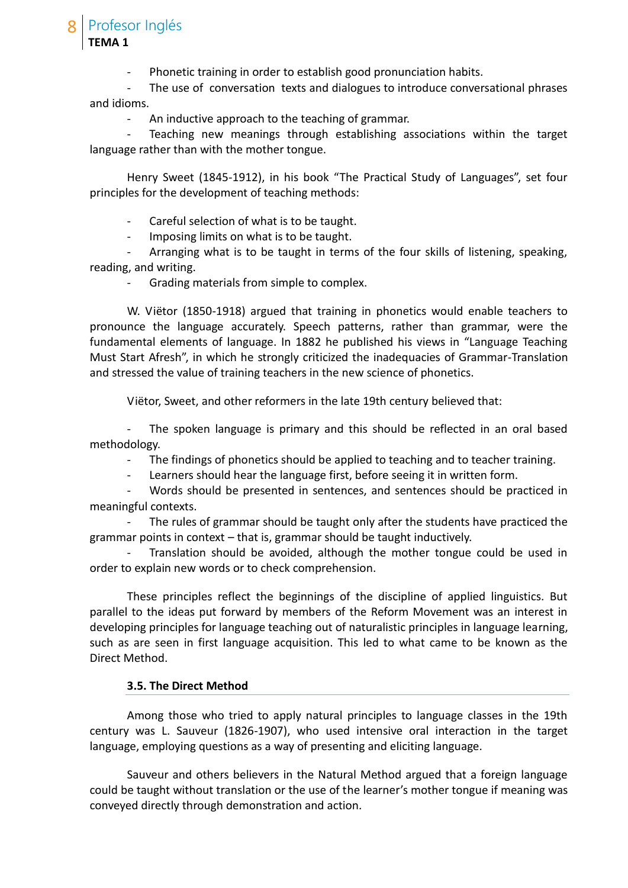- Phonetic training in order to establish good pronunciation habits.
- The use of conversation texts and dialogues to introduce conversational phrases and idioms.
- An inductive approach to the teaching of grammar.
- Teaching new meanings through establishing associations within the target language rather than with the mother tongue.

Henry Sweet (1845-1912), in his book "The Practical Study of Languages", set four principles for the development of teaching methods:

- Careful selection of what is to be taught.
- Imposing limits on what is to be taught.
- Arranging what is to be taught in terms of the four skills of listening, speaking, reading, and writing.
- Grading materials from simple to complex.

W. Viëtor (1850-1918) argued that training in phonetics would enable teachers to pronounce the language accurately. Speech patterns, rather than grammar, were the fundamental elements of language. In 1882 he published his views in "Language Teaching Must Start Afresh", in which he strongly criticized the inadequacies of Grammar-Translation and stressed the value of training teachers in the new science of phonetics.

Viëtor, Sweet, and other reformers in the late 19th century believed that:

- The spoken language is primary and this should be reflected in an oral based methodology.
- The findings of phonetics should be applied to teaching and to teacher training.
- Learners should hear the language first, before seeing it in written form.
- Words should be presented in sentences, and sentences should be practiced in meaningful contexts.
- The rules of grammar should be taught only after the students have practiced the grammar points in context – that is, grammar should be taught inductively.
- Translation should be avoided, although the mother tongue could be used in order to explain new words or to check comprehension.

These principles reflect the beginnings of the discipline of applied linguistics. But parallel to the ideas put forward by members of the Reform Movement was an interest in developing principles for language teaching out of naturalistic principles in language learning, such as are seen in first language acquisition. This led to what came to be known as the Direct Method.

### 3.5. The Direct Method

Among those who tried to apply natural principles to language classes in the 19th century was L. Sauveur (1826-1907), who used intensive oral interaction in the target language, employing questions as a way of presenting and eliciting language.

Sauveur and others believers in the Natural Method argued that a foreign language could be taught without translation or the use of the learner's mother tongue if meaning was conveyed directly through demonstration and action.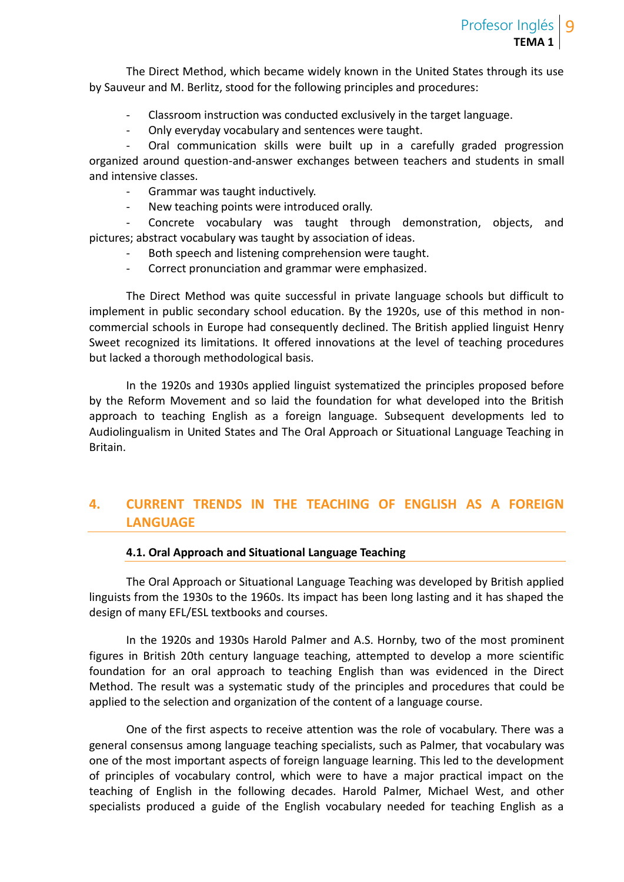The Direct Method, which became widely known in the United States through its use by Sauveur and M. Berlitz, stood for the following principles and procedures:

- Classroom instruction was conducted exclusively in the target language.
- Only everyday vocabulary and sentences were taught.
- Oral communication skills were built up in a carefully graded progression organized around question-and-answer exchanges between teachers and students in small and intensive classes.
- Grammar was taught inductively.
- New teaching points were introduced orally.
- Concrete vocabulary was taught through demonstration, objects, and pictures; abstract vocabulary was taught by association of ideas.
- Both speech and listening comprehension were taught.
- Correct pronunciation and grammar were emphasized.

The Direct Method was quite successful in private language schools but difficult to implement in public secondary school education. By the 1920s, use of this method in non-commercial schools in Europe had consequently declined. The British applied linguist Henry Sweet recognized its limitations. It offered innovations at the level of teaching procedures but lacked a thorough methodological basis.

In the 1920s and 1930s applied linguist systematized the principles proposed before by the Reform Movement and so laid the foundation for what developed into the British approach to teaching English as a foreign language. Subsequent developments led to Audiolingualism in United States and The Oral Approach or Situational Language Teaching in Britain.

## 4. CURRENT TRENDS IN THE TEACHING OF ENGLISH AS A FOREIGN LANGUAGE

### 4.1. Oral Approach and Situational Language Teaching

The Oral Approach or Situational Language Teaching was developed by British applied linguists from the 1930s to the 1960s. Its impact has been long lasting and it has shaped the design of many EFL/ESL textbooks and courses.

In the 1920s and 1930s Harold Palmer and A.S. Hornby, two of the most prominent figures in British 20th century language teaching, attempted to develop a more scientific foundation for an oral approach to teaching English than was evidenced in the Direct Method. The result was a systematic study of the principles and procedures that could be applied to the selection and organization of the content of a language course.

One of the first aspects to receive attention was the role of vocabulary. There was a general consensus among language teaching specialists, such as Palmer, that vocabulary was one of the most important aspects of foreign language learning. This led to the development of principles of vocabulary control, which were to have a major practical impact on the teaching of English in the following decades. Harold Palmer, Michael West, and other specialists produced a guide of the English vocabulary needed for teaching English as a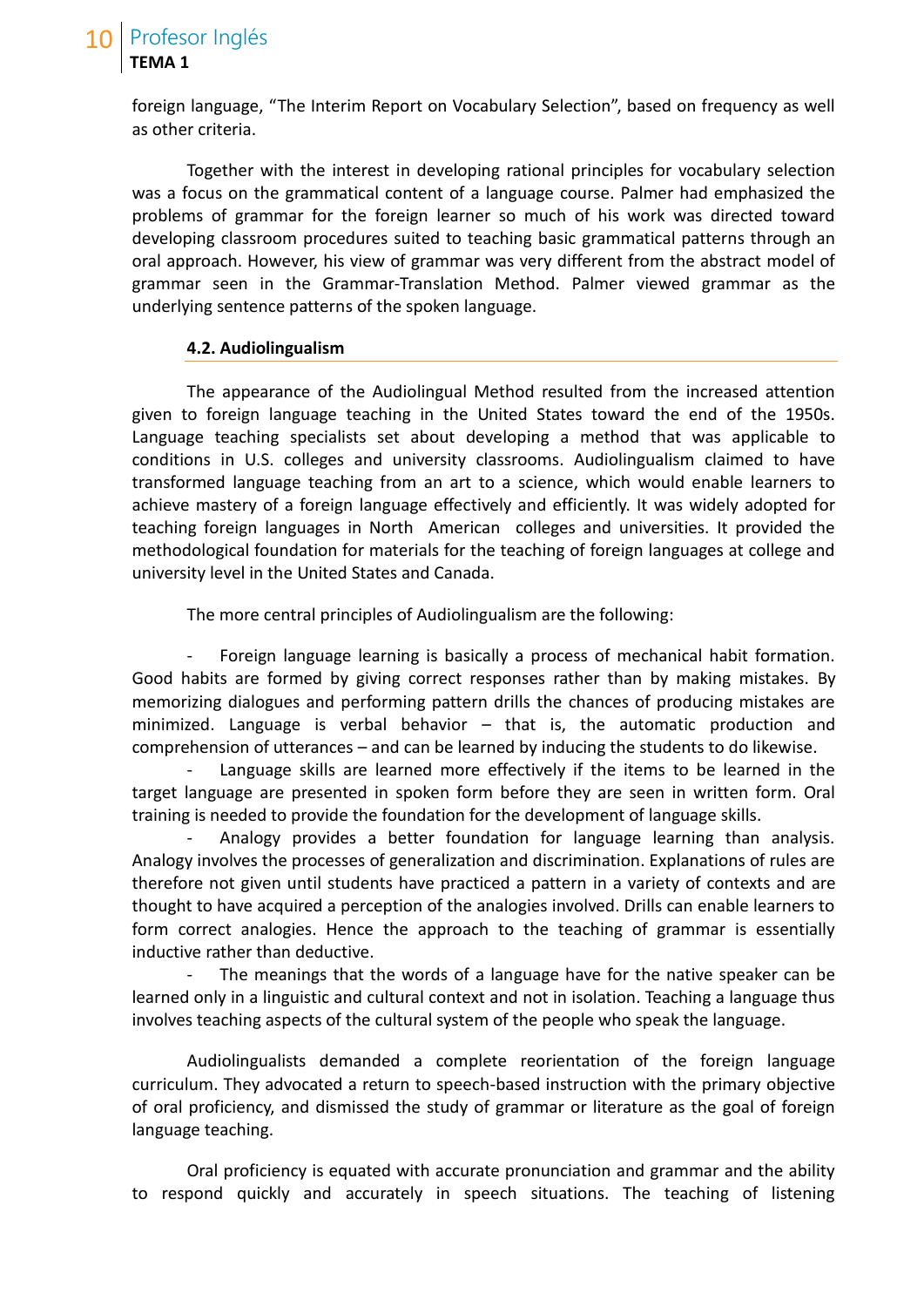foreign language, "The Interim Report on Vocabulary Selection", based on frequency as well as other criteria.

Together with the interest in developing rational principles for vocabulary selection was a focus on the grammatical content of a language course. Palmer had emphasized the problems of grammar for the foreign learner so much of his work was directed toward developing classroom procedures suited to teaching basic grammatical patterns through an oral approach. However, his view of grammar was very different from the abstract model of grammar seen in the Grammar-Translation Method. Palmer viewed grammar as the underlying sentence patterns of the spoken language.

### 4.2. Audiolingualism

The appearance of the Audiolingual Method resulted from the increased attention given to foreign language teaching in the United States toward the end of the 1950s. Language teaching specialists set about developing a method that was applicable to conditions in U.S. colleges and university classrooms. Audiolingualism claimed to have transformed language teaching from an art to a science, which would enable learners to achieve mastery of a foreign language effectively and efficiently. It was widely adopted for teaching foreign languages in North American colleges and universities. It provided the methodological foundation for materials for the teaching of foreign languages at college and university level in the United States and Canada.

The more central principles of Audiolingualism are the following:

- Foreign language learning is basically a process of mechanical habit formation. Good habits are formed by giving correct responses rather than by making mistakes. By memorizing dialogues and performing pattern drills the chances of producing mistakes are minimized. Language is verbal behavior – that is, the automatic production and comprehension of utterances – and can be learned by inducing the students to do likewise.
- Language skills are learned more effectively if the items to be learned in the target language are presented in spoken form before they are seen in written form. Oral training is needed to provide the foundation for the development of language skills.
- Analogy provides a better foundation for language learning than analysis. Analogy involves the processes of generalization and discrimination. Explanations of rules are therefore not given until students have practiced a pattern in a variety of contexts and are thought to have acquired a perception of the analogies involved. Drills can enable learners to form correct analogies. Hence the approach to the teaching of grammar is essentially inductive rather than deductive.
- The meanings that the words of a language have for the native speaker can be learned only in a linguistic and cultural context and not in isolation. Teaching a language thus involves teaching aspects of the cultural system of the people who speak the language.

Audiolingualists demanded a complete reorientation of the foreign language curriculum. They advocated a return to speech-based instruction with the primary objective of oral proficiency, and dismissed the study of grammar or literature as the goal of foreign language teaching.

Oral proficiency is equated with accurate pronunciation and grammar and the ability to respond quickly and accurately in speech situations. The teaching of listening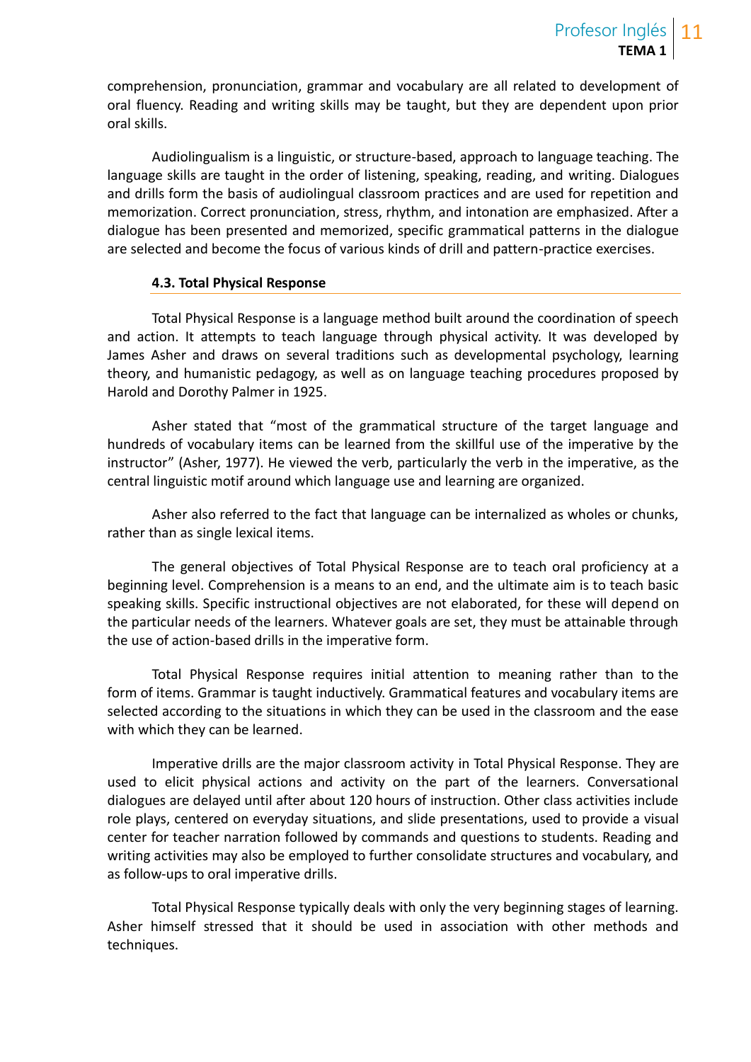comprehension, pronunciation, grammar and vocabulary are all related to development of oral fluency. Reading and writing skills may be taught, but they are dependent upon prior oral skills.

Audiolingualism is a linguistic, or structure-based, approach to language teaching. The language skills are taught in the order of listening, speaking, reading, and writing. Dialogues and drills form the basis of audiolingual classroom practices and are used for repetition and memorization. Correct pronunciation, stress, rhythm, and intonation are emphasized. After a dialogue has been presented and memorized, specific grammatical patterns in the dialogue are selected and become the focus of various kinds of drill and pattern-practice exercises.

### 4.3. Total Physical Response

Total Physical Response is a language method built around the coordination of speech and action. It attempts to teach language through physical activity. It was developed by James Asher and draws on several traditions such as developmental psychology, learning theory, and humanistic pedagogy, as well as on language teaching procedures proposed by Harold and Dorothy Palmer in 1925.

Asher stated that "most of the grammatical structure of the target language and hundreds of vocabulary items can be learned from the skillful use of the imperative by the instructor" (Asher, 1977). He viewed the verb, particularly the verb in the imperative, as the central linguistic motif around which language use and learning are organized.

Asher also referred to the fact that language can be internalized as wholes or chunks, rather than as single lexical items.

The general objectives of Total Physical Response are to teach oral proficiency at a beginning level. Comprehension is a means to an end, and the ultimate aim is to teach basic speaking skills. Specific instructional objectives are not elaborated, for these will depend on the particular needs of the learners. Whatever goals are set, they must be attainable through the use of action-based drills in the imperative form.

Total Physical Response requires initial attention to meaning rather than to the form of items. Grammar is taught inductively. Grammatical features and vocabulary items are selected according to the situations in which they can be used in the classroom and the ease with which they can be learned.

Imperative drills are the major classroom activity in Total Physical Response. They are used to elicit physical actions and activity on the part of the learners. Conversational dialogues are delayed until after about 120 hours of instruction. Other class activities include role plays, centered on everyday situations, and slide presentations, used to provide a visual center for teacher narration followed by commands and questions to students. Reading and writing activities may also be employed to further consolidate structures and vocabulary, and as follow-ups to oral imperative drills.

Total Physical Response typically deals with only the very beginning stages of learning. Asher himself stressed that it should be used in association with other methods and techniques.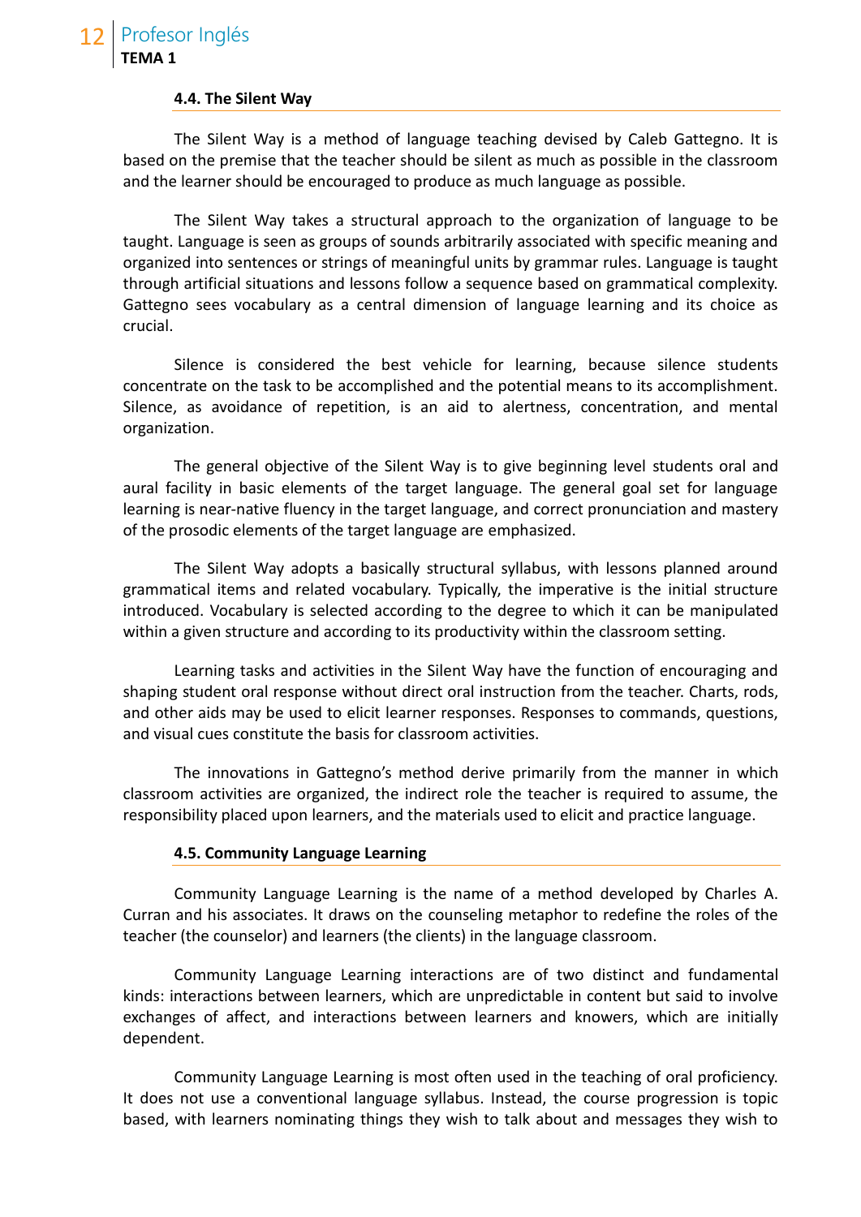#### 4.4. The Silent Way

The Silent Way is a method of language teaching devised by Caleb Gattegno. It is based on the premise that the teacher should be silent as much as possible in the classroom and the learner should be encouraged to produce as much language as possible.

The Silent Way takes a structural approach to the organization of language to be taught. Language is seen as groups of sounds arbitrarily associated with specific meaning and organized into sentences or strings of meaningful units by grammar rules. Language is taught through artificial situations and lessons follow a sequence based on grammatical complexity. Gattegno sees vocabulary as a central dimension of language learning and its choice as crucial.

Silence is considered the best vehicle for learning, because silence students concentrate on the task to be accomplished and the potential means to its accomplishment. Silence, as avoidance of repetition, is an aid to alertness, concentration, and mental organization.

The general objective of the Silent Way is to give beginning level students oral and aural facility in basic elements of the target language. The general goal set for language learning is near-native fluency in the target language, and correct pronunciation and mastery of the prosodic elements of the target language are emphasized.

The Silent Way adopts a basically structural syllabus, with lessons planned around grammatical items and related vocabulary. Typically, the imperative is the initial structure introduced. Vocabulary is selected according to the degree to which it can be manipulated within a given structure and according to its productivity within the classroom setting.

Learning tasks and activities in the Silent Way have the function of encouraging and shaping student oral response without direct oral instruction from the teacher. Charts, rods, and other aids may be used to elicit learner responses. Responses to commands, questions, and visual cues constitute the basis for classroom activities.

The innovations in Gattegno's method derive primarily from the manner in which classroom activities are organized, the indirect role the teacher is required to assume, the responsibility placed upon learners, and the materials used to elicit and practice language.

#### 4.5. Community Language Learning

Community Language Learning is the name of a method developed by Charles A. Curran and his associates. It draws on the counseling metaphor to redefine the roles of the teacher (the counselor) and learners (the clients) in the language classroom.

Community Language Learning interactions are of two distinct and fundamental kinds: interactions between learners, which are unpredictable in content but said to involve exchanges of affect, and interactions between learners and knowers, which are initially dependent.

Community Language Learning is most often used in the teaching of oral proficiency. It does not use a conventional language syllabus. Instead, the course progression is topic based, with learners nominating things they wish to talk about and messages they wish to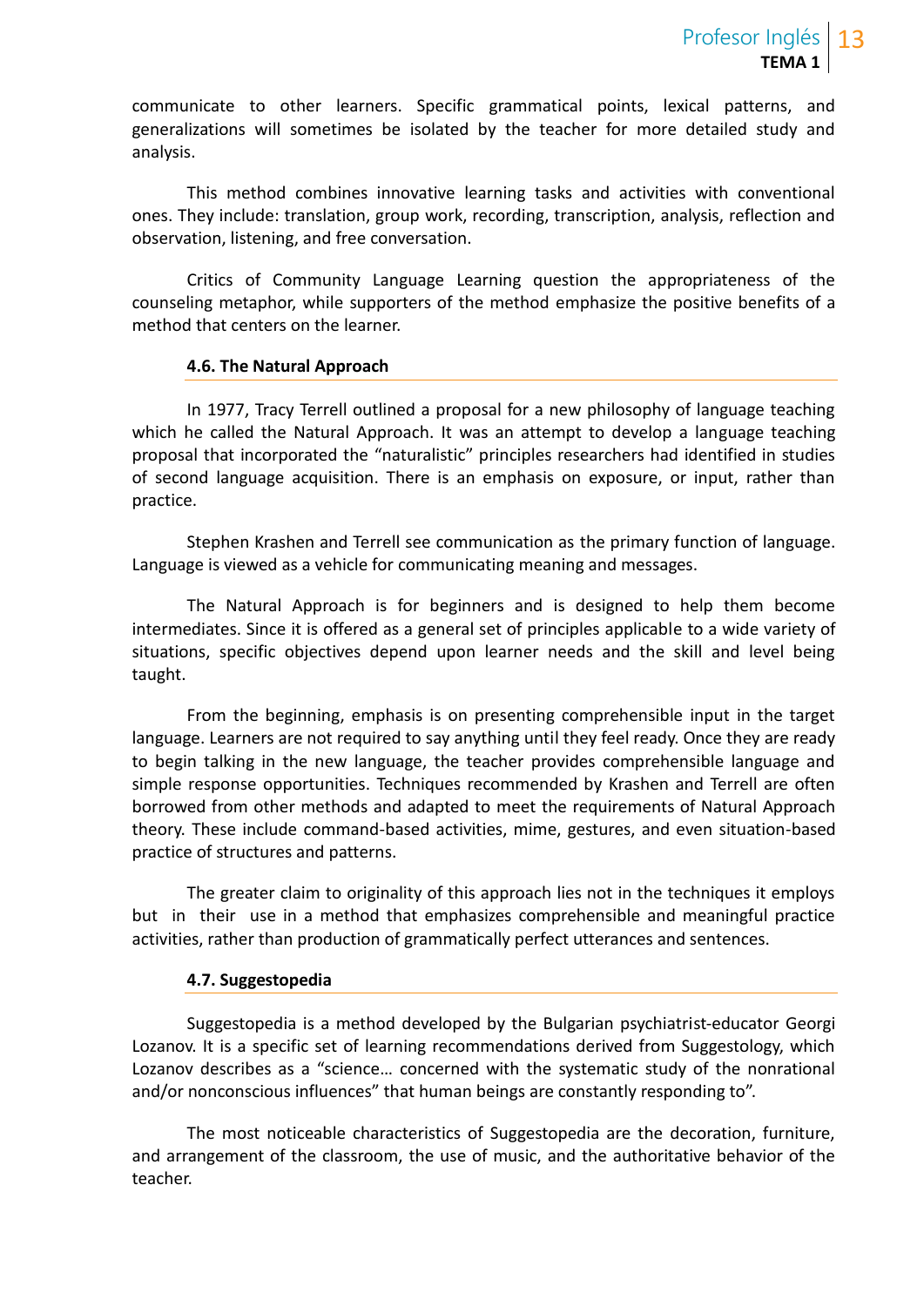communicate to other learners. Specific grammatical points, lexical patterns, and generalizations will sometimes be isolated by the teacher for more detailed study and analysis.

This method combines innovative learning tasks and activities with conventional ones. They include: translation, group work, recording, transcription, analysis, reflection and observation, listening, and free conversation.

Critics of Community Language Learning question the appropriateness of the counseling metaphor, while supporters of the method emphasize the positive benefits of a method that centers on the learner.

#### 4.6. The Natural Approach

In 1977, Tracy Terrell outlined a proposal for a new philosophy of language teaching which he called the Natural Approach. It was an attempt to develop a language teaching proposal that incorporated the "naturalistic" principles researchers had identified in studies of second language acquisition. There is an emphasis on exposure, or input, rather than practice.

Stephen Krashen and Terrell see communication as the primary function of language. Language is viewed as a vehicle for communicating meaning and messages.

The Natural Approach is for beginners and is designed to help them become intermediates. Since it is offered as a general set of principles applicable to a wide variety of situations, specific objectives depend upon learner needs and the skill and level being taught.

From the beginning, emphasis is on presenting comprehensible input in the target language. Learners are not required to say anything until they feel ready. Once they are ready to begin talking in the new language, the teacher provides comprehensible language and simple response opportunities. Techniques recommended by Krashen and Terrell are often borrowed from other methods and adapted to meet the requirements of Natural Approach theory. These include command-based activities, mime, gestures, and even situation-based practice of structures and patterns.

The greater claim to originality of this approach lies not in the techniques it employs but in their use in a method that emphasizes comprehensible and meaningful practice activities, rather than production of grammatically perfect utterances and sentences.

#### 4.7. Suggestopedia

Suggestopedia is a method developed by the Bulgarian psychiatrist-educator Georgi Lozanov. It is a specific set of learning recommendations derived from Suggestology, which Lozanov describes as a "science… concerned with the systematic study of the nonrational and/or nonconscious influences" that human beings are constantly responding to".

The most noticeable characteristics of Suggestopedia are the decoration, furniture, and arrangement of the classroom, the use of music, and the authoritative behavior of the teacher.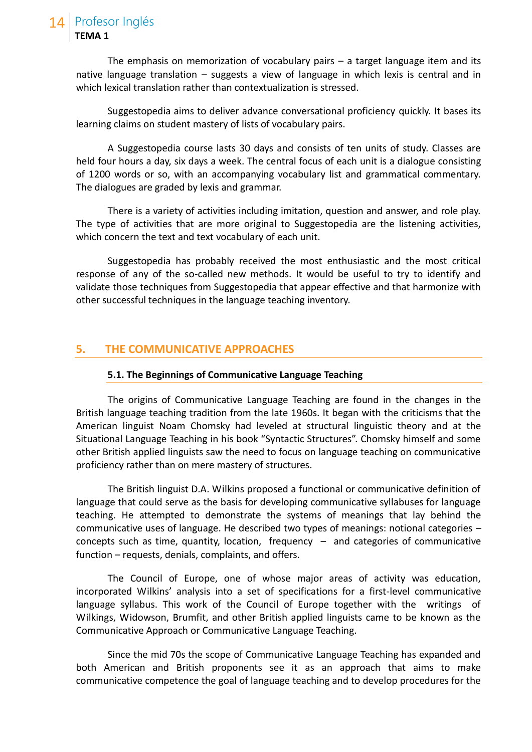The emphasis on memorization of vocabulary pairs – a target language item and its native language translation – suggests a view of language in which lexis is central and in which lexical translation rather than contextualization is stressed.

Suggestopedia aims to deliver advance conversational proficiency quickly. It bases its learning claims on student mastery of lists of vocabulary pairs.

A Suggestopedia course lasts 30 days and consists of ten units of study. Classes are held four hours a day, six days a week. The central focus of each unit is a dialogue consisting of 1200 words or so, with an accompanying vocabulary list and grammatical commentary. The dialogues are graded by lexis and grammar.

There is a variety of activities including imitation, question and answer, and role play. The type of activities that are more original to Suggestopedia are the listening activities, which concern the text and text vocabulary of each unit.

Suggestopedia has probably received the most enthusiastic and the most critical response of any of the so-called new methods. It would be useful to try to identify and validate those techniques from Suggestopedia that appear effective and that harmonize with other successful techniques in the language teaching inventory.

## 5. THE COMMUNICATIVE APPROACHES

### 5.1. The Beginnings of Communicative Language Teaching

The origins of Communicative Language Teaching are found in the changes in the British language teaching tradition from the late 1960s. It began with the criticisms that the American linguist Noam Chomsky had leveled at structural linguistic theory and at the Situational Language Teaching in his book "Syntactic Structures". Chomsky himself and some other British applied linguists saw the need to focus on language teaching on communicative proficiency rather than on mere mastery of structures.

The British linguist D.A. Wilkins proposed a functional or communicative definition of language that could serve as the basis for developing communicative syllabuses for language teaching. He attempted to demonstrate the systems of meanings that lay behind the communicative uses of language. He described two types of meanings: notional categories – concepts such as time, quantity, location, frequency – and categories of communicative function – requests, denials, complaints, and offers.

The Council of Europe, one of whose major areas of activity was education, incorporated Wilkins' analysis into a set of specifications for a first-level communicative language syllabus. This work of the Council of Europe together with the writings of Wilkings, Widowson, Brumfit, and other British applied linguists came to be known as the Communicative Approach or Communicative Language Teaching.

Since the mid 70s the scope of Communicative Language Teaching has expanded and both American and British proponents see it as an approach that aims to make communicative competence the goal of language teaching and to develop procedures for the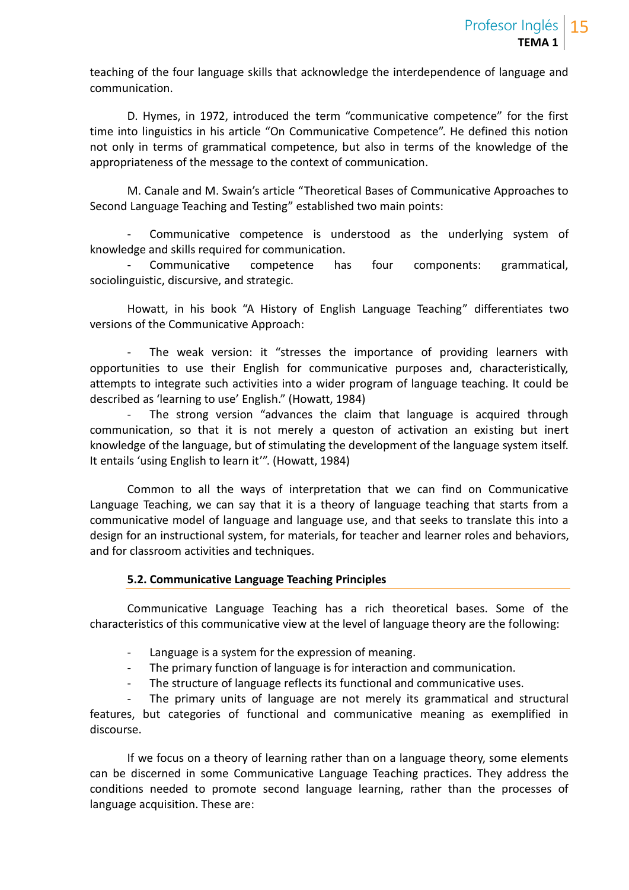teaching of the four language skills that acknowledge the interdependence of language and communication.

D. Hymes, in 1972, introduced the term "communicative competence" for the first time into linguistics in his article "On Communicative Competence". He defined this notion not only in terms of grammatical competence, but also in terms of the knowledge of the appropriateness of the message to the context of communication.

M. Canale and M. Swain's article "Theoretical Bases of Communicative Approaches to Second Language Teaching and Testing" established two main points:

- Communicative competence is understood as the underlying system of knowledge and skills required for communication.
- Communicative competence has four components: grammatical, sociolinguistic, discursive, and strategic.

Howatt, in his book "A History of English Language Teaching" differentiates two versions of the Communicative Approach:

- The weak version: it "stresses the importance of providing learners with opportunities to use their English for communicative purposes and, characteristically, attempts to integrate such activities into a wider program of language teaching. It could be described as 'learning to use' English." (Howatt, 1984)
- The strong version "advances the claim that language is acquired through communication, so that it is not merely a queston of activation an existing but inert knowledge of the language, but of stimulating the development of the language system itself. It entails 'using English to learn it'". (Howatt, 1984)

Common to all the ways of interpretation that we can find on Communicative Language Teaching, we can say that it is a theory of language teaching that starts from a communicative model of language and language use, and that seeks to translate this into a design for an instructional system, for materials, for teacher and learner roles and behaviors, and for classroom activities and techniques.

### 5.2. Communicative Language Teaching Principles

Communicative Language Teaching has a rich theoretical bases. Some of the characteristics of this communicative view at the level of language theory are the following:

- Language is a system for the expression of meaning.
- The primary function of language is for interaction and communication.
- The structure of language reflects its functional and communicative uses.
- The primary units of language are not merely its grammatical and structural features, but categories of functional and communicative meaning as exemplified in discourse.

If we focus on a theory of learning rather than on a language theory, some elements can be discerned in some Communicative Language Teaching practices. They address the conditions needed to promote second language learning, rather than the processes of language acquisition. These are: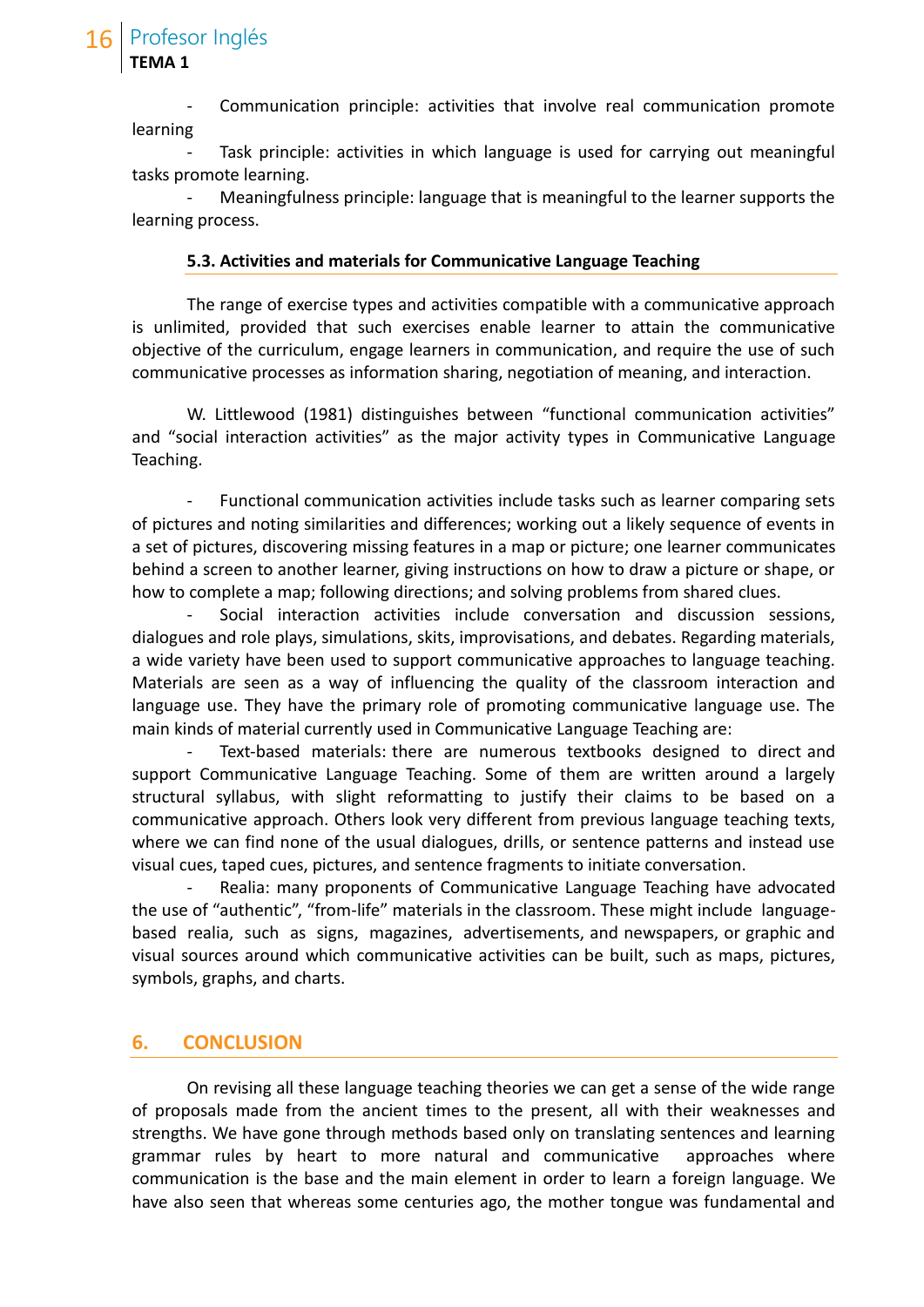- Communication principle: activities that involve real communication promote learning
- Task principle: activities in which language is used for carrying out meaningful tasks promote learning.
- Meaningfulness principle: language that is meaningful to the learner supports the learning process.

### 5.3. Activities and materials for Communicative Language Teaching

The range of exercise types and activities compatible with a communicative approach is unlimited, provided that such exercises enable learner to attain the communicative objective of the curriculum, engage learners in communication, and require the use of such communicative processes as information sharing, negotiation of meaning, and interaction.

W. Littlewood (1981) distinguishes between "functional communication activities" and "social interaction activities" as the major activity types in Communicative Language Teaching.

- Functional communication activities include tasks such as learner comparing sets of pictures and noting similarities and differences; working out a likely sequence of events in a set of pictures, discovering missing features in a map or picture; one learner communicates behind a screen to another learner, giving instructions on how to draw a picture or shape, or how to complete a map; following directions; and solving problems from shared clues.
- Social interaction activities include conversation and discussion sessions, dialogues and role plays, simulations, skits, improvisations, and debates. Regarding materials, a wide variety have been used to support communicative approaches to language teaching. Materials are seen as a way of influencing the quality of the classroom interaction and language use. They have the primary role of promoting communicative language use. The main kinds of material currently used in Communicative Language Teaching are:
- Text-based materials: there are numerous textbooks designed to direct and support Communicative Language Teaching. Some of them are written around a largely structural syllabus, with slight reformatting to justify their claims to be based on a communicative approach. Others look very different from previous language teaching texts, where we can find none of the usual dialogues, drills, or sentence patterns and instead use visual cues, taped cues, pictures, and sentence fragments to initiate conversation.
- Realia: many proponents of Communicative Language Teaching have advocated the use of "authentic", "from-life" materials in the classroom. These might include language-based realia, such as signs, magazines, advertisements, and newspapers, or graphic and visual sources around which communicative activities can be built, such as maps, pictures, symbols, graphs, and charts.

## 6. CONCLUSION

On revising all these language teaching theories we can get a sense of the wide range of proposals made from the ancient times to the present, all with their weaknesses and strengths. We have gone through methods based only on translating sentences and learning grammar rules by heart to more natural and communicative approaches where communication is the base and the main element in order to learn a foreign language. We have also seen that whereas some centuries ago, the mother tongue was fundamental and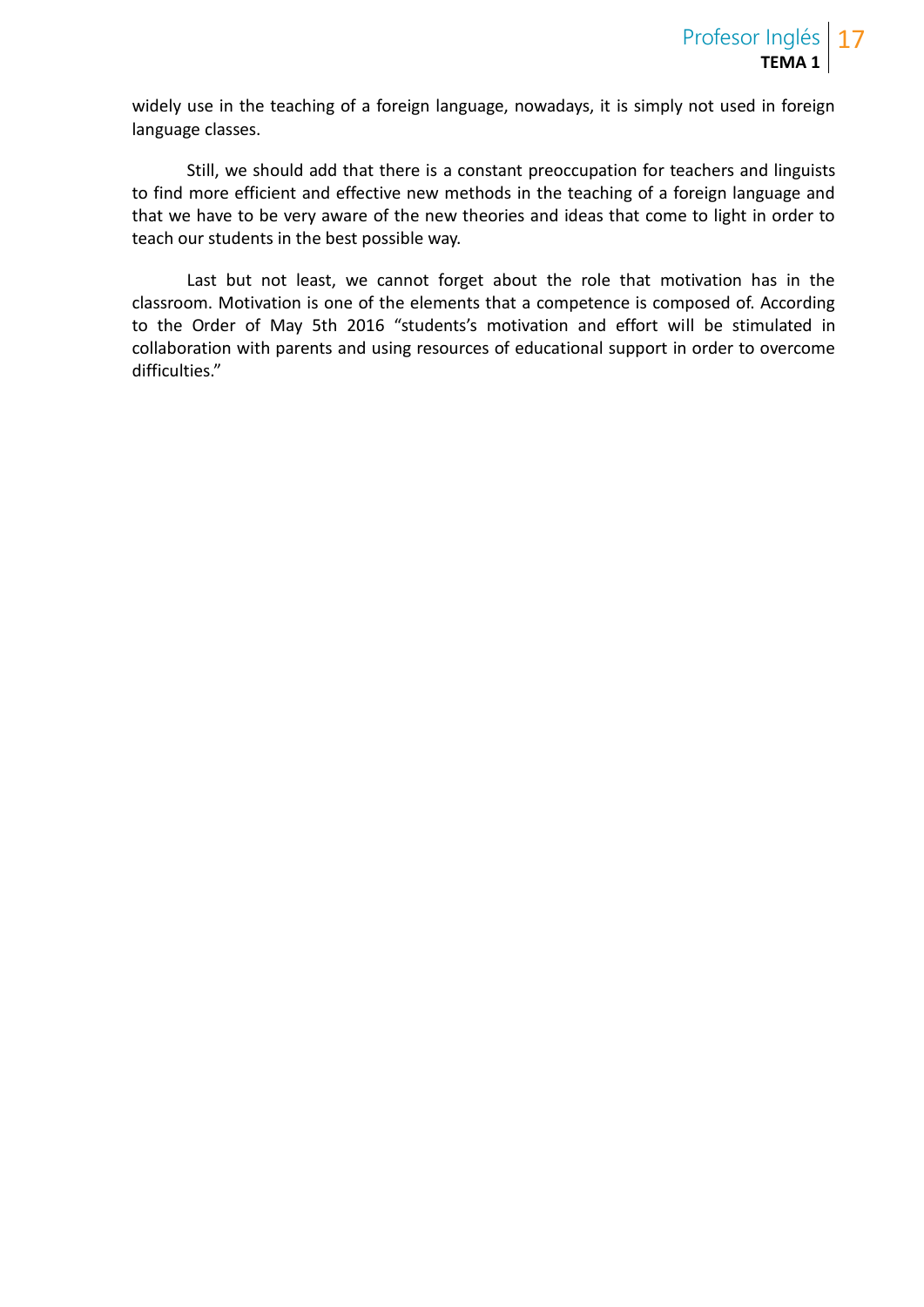widely use in the teaching of a foreign language, nowadays, it is simply not used in foreign language classes.

Still, we should add that there is a constant preoccupation for teachers and linguists to find more efficient and effective new methods in the teaching of a foreign language and that we have to be very aware of the new theories and ideas that come to light in order to teach our students in the best possible way.

Last but not least, we cannot forget about the role that motivation has in the classroom. Motivation is one of the elements that a competence is composed of. According to the Order of May 5th 2016 "students's motivation and effort will be stimulated in collaboration with parents and using resources of educational support in order to overcome difficulties."